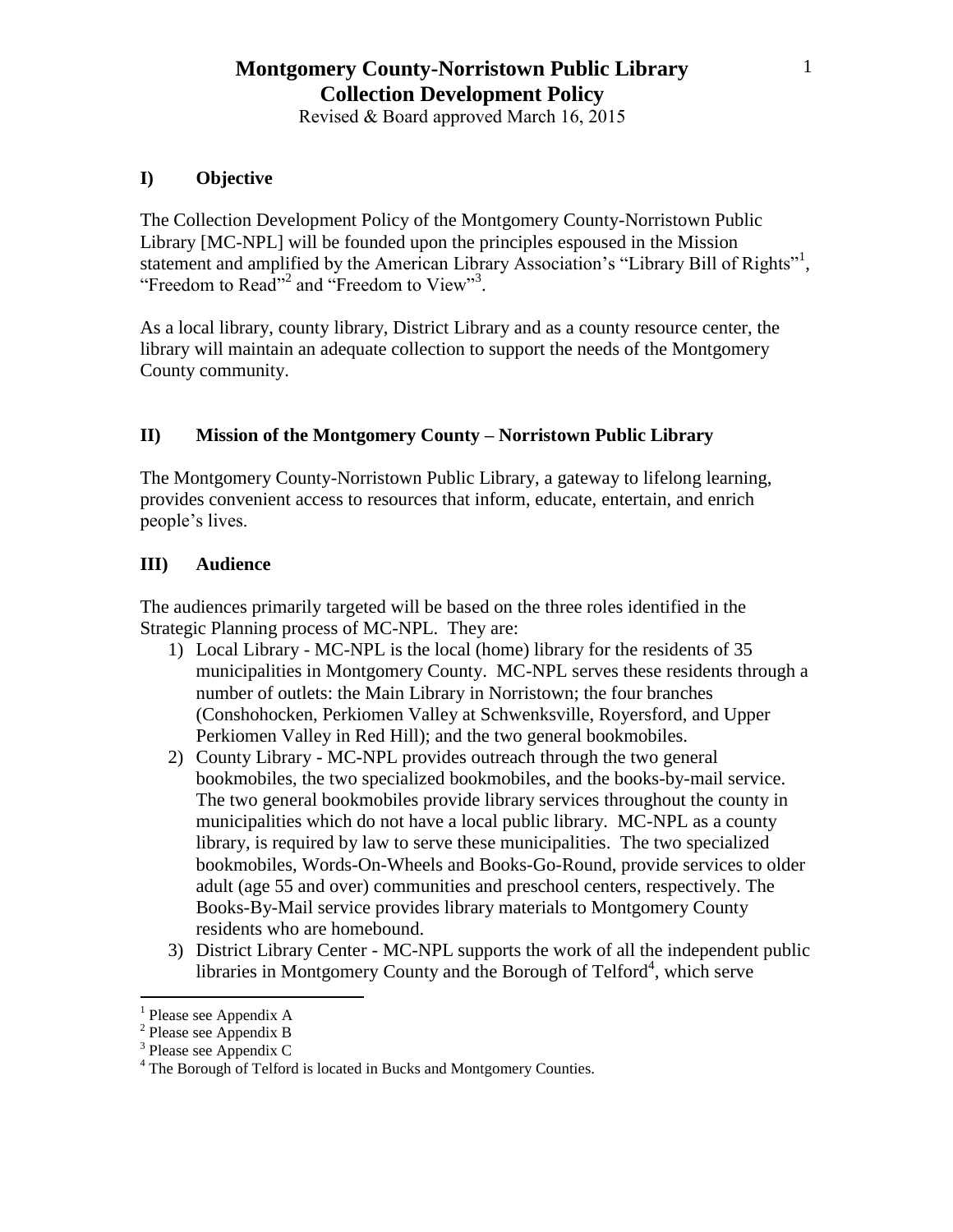# Montgomery County-Norristown Public Library
# Collection Development Policy

Revised & Board approved March 16, 2015

## I) Objective

The Collection Development Policy of the Montgomery County-Norristown Public Library [MC-NPL] will be founded upon the principles espoused in the Mission statement and amplified by the American Library Association's "Library Bill of Rights"[1], "Freedom to Read"[2] and "Freedom to View"[3].

As a local library, county library, District Library and as a county resource center, the library will maintain an adequate collection to support the needs of the Montgomery County community.

## II) Mission of the Montgomery County – Norristown Public Library

The Montgomery County-Norristown Public Library, a gateway to lifelong learning, provides convenient access to resources that inform, educate, entertain, and enrich people's lives.

## III) Audience

The audiences primarily targeted will be based on the three roles identified in the Strategic Planning process of MC-NPL. They are:

1) Local Library - MC-NPL is the local (home) library for the residents of 35 municipalities in Montgomery County. MC-NPL serves these residents through a number of outlets: the Main Library in Norristown; the four branches (Conshohocken, Perkiomen Valley at Schwenksville, Royersford, and Upper Perkiomen Valley in Red Hill); and the two general bookmobiles.
2) County Library - MC-NPL provides outreach through the two general bookmobiles, the two specialized bookmobiles, and the books-by-mail service. The two general bookmobiles provide library services throughout the county in municipalities which do not have a local public library. MC-NPL as a county library, is required by law to serve these municipalities. The two specialized bookmobiles, Words-On-Wheels and Books-Go-Round, provide services to older adult (age 55 and over) communities and preschool centers, respectively. The Books-By-Mail service provides library materials to Montgomery County residents who are homebound.
3) District Library Center - MC-NPL supports the work of all the independent public libraries in Montgomery County and the Borough of Telford[4], which serve

---

[1] Please see Appendix A

[2] Please see Appendix B

[3] Please see Appendix C

[4] The Borough of Telford is located in Bucks and Montgomery Counties.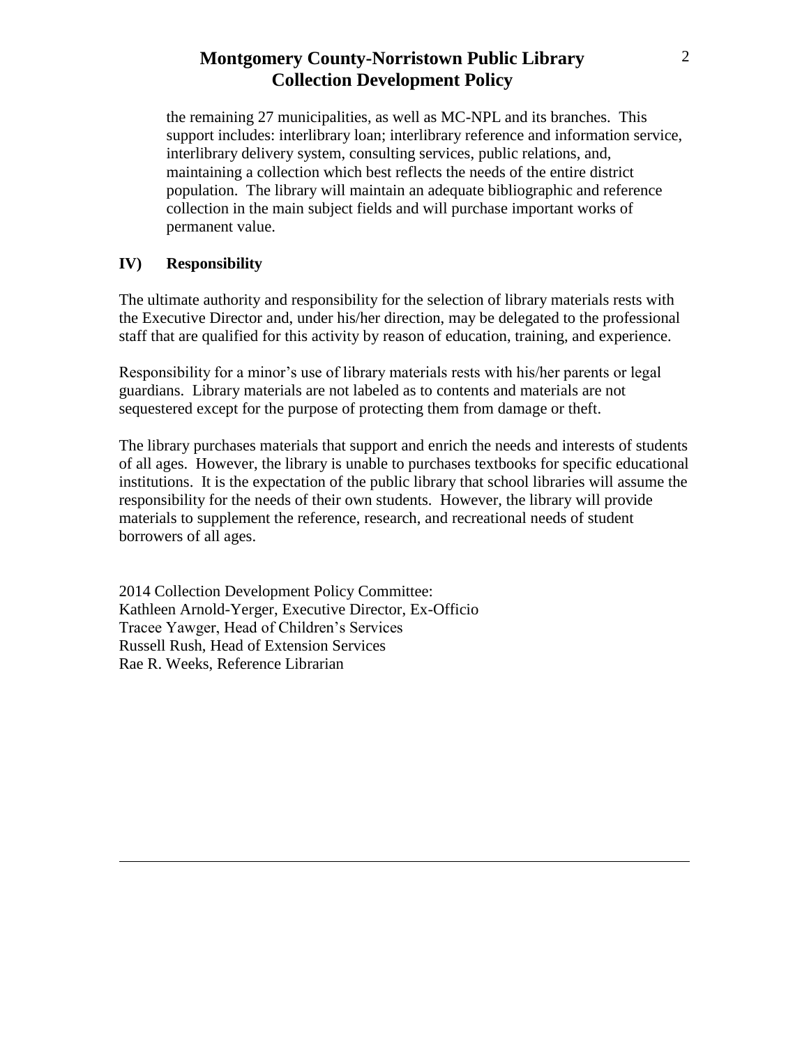the remaining 27 municipalities, as well as MC-NPL and its branches. This support includes: interlibrary loan; interlibrary reference and information service, interlibrary delivery system, consulting services, public relations, and, maintaining a collection which best reflects the needs of the entire district population. The library will maintain an adequate bibliographic and reference collection in the main subject fields and will purchase important works of permanent value.

## IV) Responsibility

The ultimate authority and responsibility for the selection of library materials rests with the Executive Director and, under his/her direction, may be delegated to the professional staff that are qualified for this activity by reason of education, training, and experience.

Responsibility for a minor's use of library materials rests with his/her parents or legal guardians. Library materials are not labeled as to contents and materials are not sequestered except for the purpose of protecting them from damage or theft.

The library purchases materials that support and enrich the needs and interests of students of all ages. However, the library is unable to purchases textbooks for specific educational institutions. It is the expectation of the public library that school libraries will assume the responsibility for the needs of their own students. However, the library will provide materials to supplement the reference, research, and recreational needs of student borrowers of all ages.

2014 Collection Development Policy Committee:
Kathleen Arnold-Yerger, Executive Director, Ex-Officio
Tracee Yawger, Head of Children's Services
Russell Rush, Head of Extension Services
Rae R. Weeks, Reference Librarian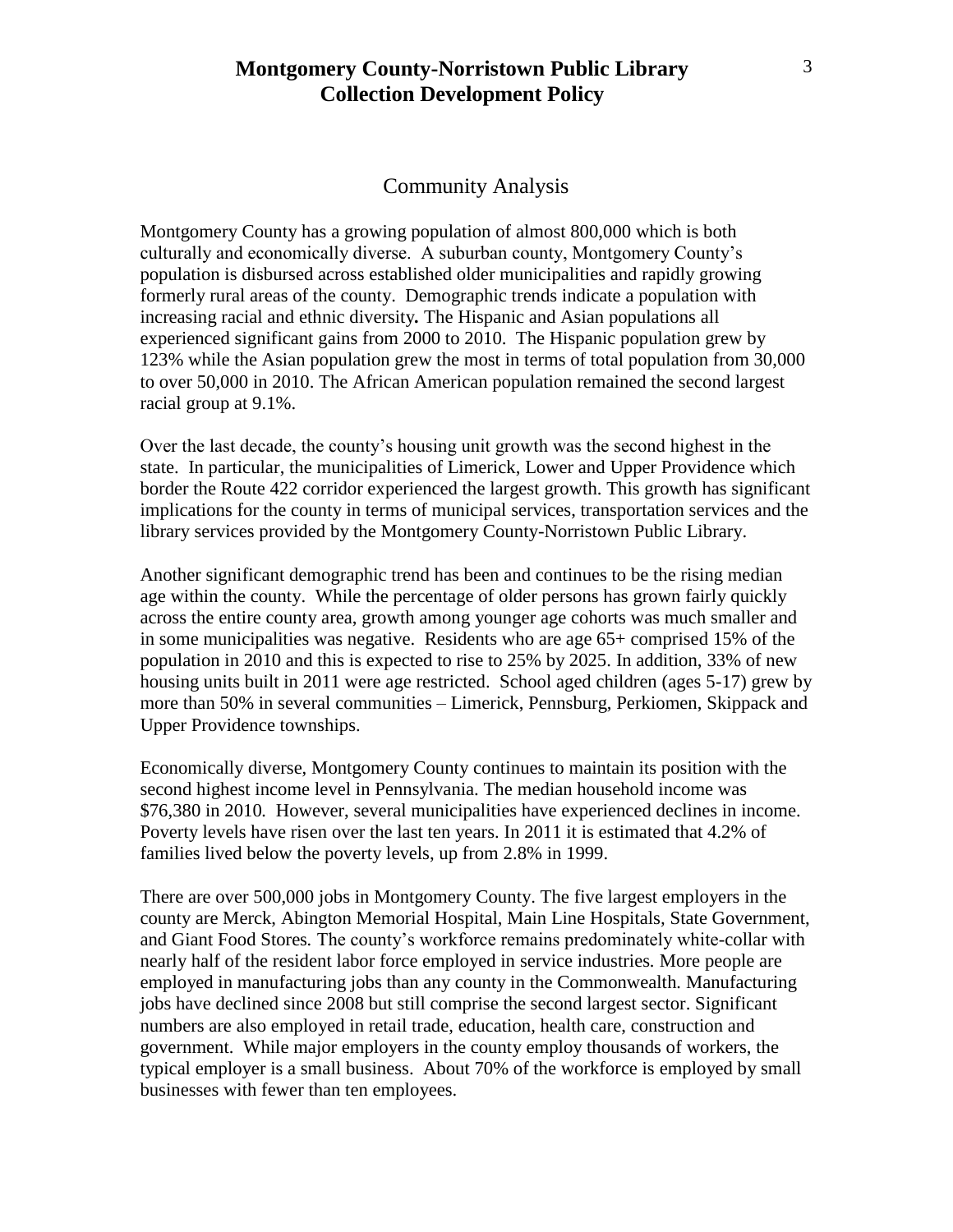## Community Analysis

Montgomery County has a growing population of almost 800,000 which is both culturally and economically diverse. A suburban county, Montgomery County's population is disbursed across established older municipalities and rapidly growing formerly rural areas of the county. Demographic trends indicate a population with increasing racial and ethnic diversity**.** The Hispanic and Asian populations all experienced significant gains from 2000 to 2010. The Hispanic population grew by 123% while the Asian population grew the most in terms of total population from 30,000 to over 50,000 in 2010. The African American population remained the second largest racial group at 9.1%.

Over the last decade, the county's housing unit growth was the second highest in the state. In particular, the municipalities of Limerick, Lower and Upper Providence which border the Route 422 corridor experienced the largest growth. This growth has significant implications for the county in terms of municipal services, transportation services and the library services provided by the Montgomery County-Norristown Public Library.

Another significant demographic trend has been and continues to be the rising median age within the county. While the percentage of older persons has grown fairly quickly across the entire county area, growth among younger age cohorts was much smaller and in some municipalities was negative. Residents who are age 65+ comprised 15% of the population in 2010 and this is expected to rise to 25% by 2025. In addition, 33% of new housing units built in 2011 were age restricted. School aged children (ages 5-17) grew by more than 50% in several communities – Limerick, Pennsburg, Perkiomen, Skippack and Upper Providence townships.

Economically diverse, Montgomery County continues to maintain its position with the second highest income level in Pennsylvania. The median household income was $76,380 in 2010. However, several municipalities have experienced declines in income. Poverty levels have risen over the last ten years. In 2011 it is estimated that 4.2% of families lived below the poverty levels, up from 2.8% in 1999.

There are over 500,000 jobs in Montgomery County. The five largest employers in the county are Merck, Abington Memorial Hospital, Main Line Hospitals, State Government, and Giant Food Stores. The county's workforce remains predominately white-collar with nearly half of the resident labor force employed in service industries. More people are employed in manufacturing jobs than any county in the Commonwealth. Manufacturing jobs have declined since 2008 but still comprise the second largest sector. Significant numbers are also employed in retail trade, education, health care, construction and government. While major employers in the county employ thousands of workers, the typical employer is a small business. About 70% of the workforce is employed by small businesses with fewer than ten employees.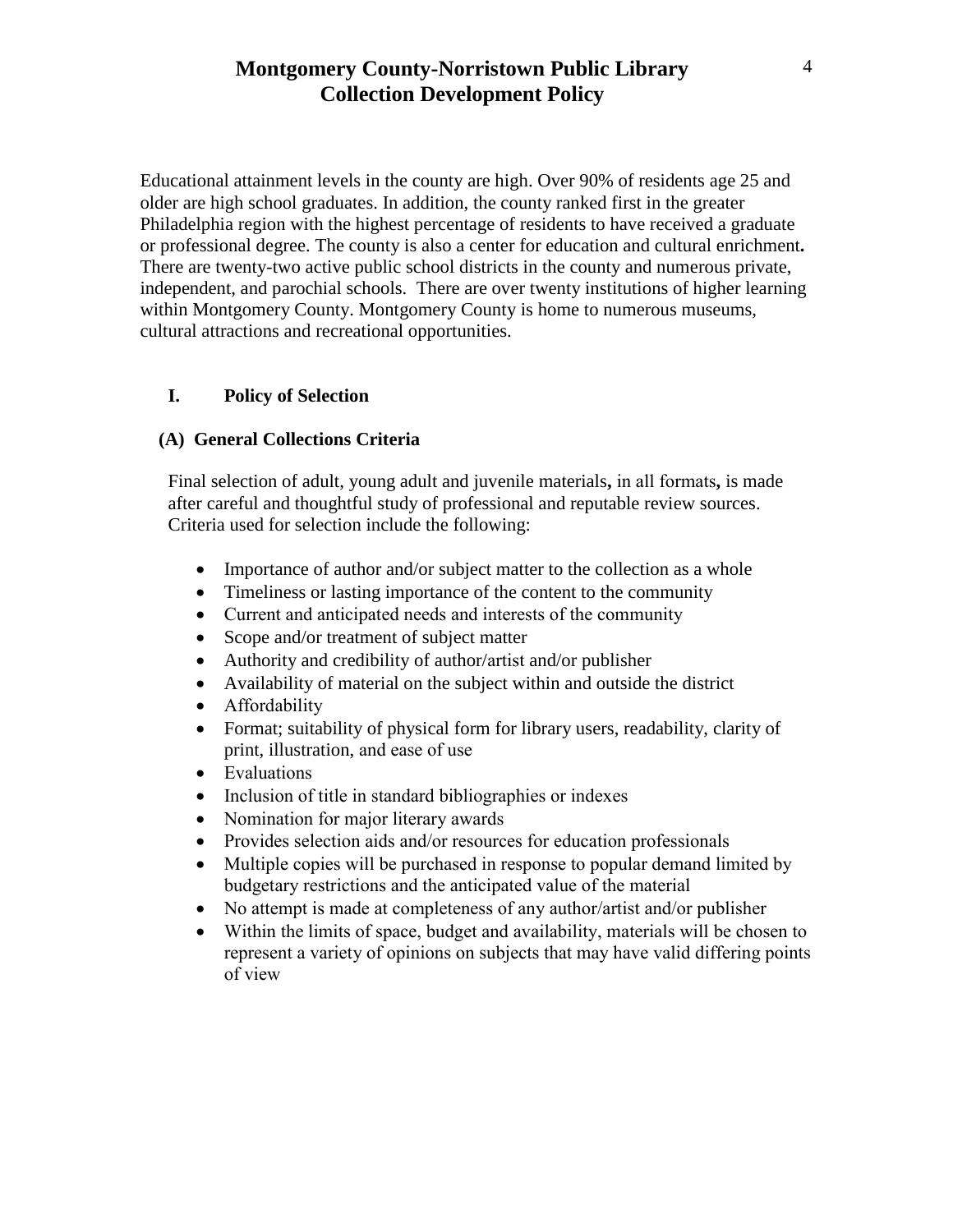Educational attainment levels in the county are high. Over 90% of residents age 25 and older are high school graduates. In addition, the county ranked first in the greater Philadelphia region with the highest percentage of residents to have received a graduate or professional degree. The county is also a center for education and cultural enrichment**.** There are twenty-two active public school districts in the county and numerous private, independent, and parochial schools. There are over twenty institutions of higher learning within Montgomery County. Montgomery County is home to numerous museums, cultural attractions and recreational opportunities.

## I. Policy of Selection

### (A) General Collections Criteria

Final selection of adult, young adult and juvenile materials**,** in all formats**,** is made after careful and thoughtful study of professional and reputable review sources. Criteria used for selection include the following:

- Importance of author and/or subject matter to the collection as a whole
- Timeliness or lasting importance of the content to the community
- Current and anticipated needs and interests of the community
- Scope and/or treatment of subject matter
- Authority and credibility of author/artist and/or publisher
- Availability of material on the subject within and outside the district
- Affordability
- Format; suitability of physical form for library users, readability, clarity of print, illustration, and ease of use
- Evaluations
- Inclusion of title in standard bibliographies or indexes
- Nomination for major literary awards
- Provides selection aids and/or resources for education professionals
- Multiple copies will be purchased in response to popular demand limited by budgetary restrictions and the anticipated value of the material
- No attempt is made at completeness of any author/artist and/or publisher
- Within the limits of space, budget and availability, materials will be chosen to represent a variety of opinions on subjects that may have valid differing points of view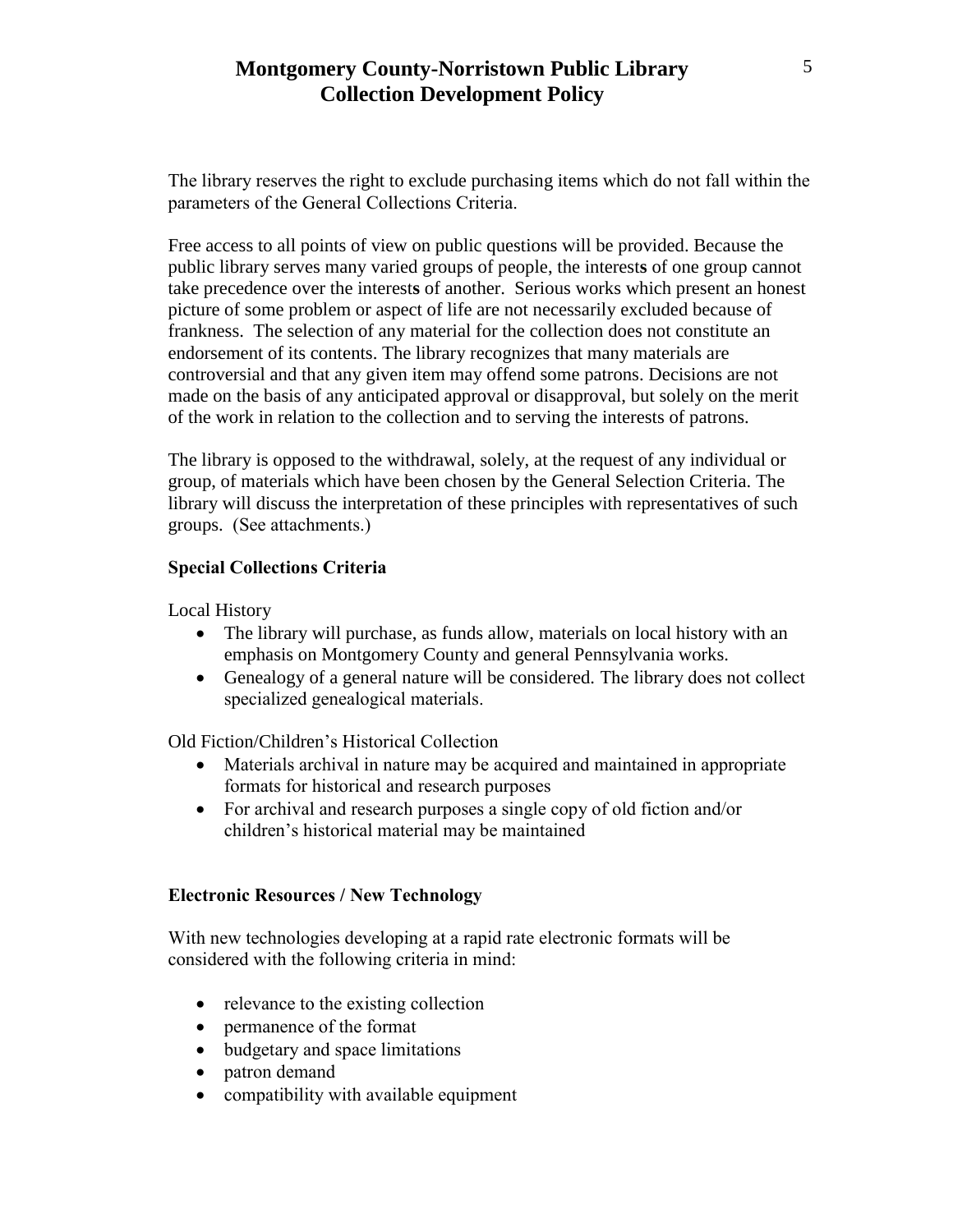The library reserves the right to exclude purchasing items which do not fall within the parameters of the General Collections Criteria.

Free access to all points of view on public questions will be provided. Because the public library serves many varied groups of people, the interests of one group cannot take precedence over the interests of another. Serious works which present an honest picture of some problem or aspect of life are not necessarily excluded because of frankness. The selection of any material for the collection does not constitute an endorsement of its contents. The library recognizes that many materials are controversial and that any given item may offend some patrons. Decisions are not made on the basis of any anticipated approval or disapproval, but solely on the merit of the work in relation to the collection and to serving the interests of patrons.

The library is opposed to the withdrawal, solely, at the request of any individual or group, of materials which have been chosen by the General Selection Criteria. The library will discuss the interpretation of these principles with representatives of such groups. (See attachments.)

**Special Collections Criteria**

Local History

- The library will purchase, as funds allow, materials on local history with an emphasis on Montgomery County and general Pennsylvania works.
- Genealogy of a general nature will be considered. The library does not collect specialized genealogical materials.

Old Fiction/Children's Historical Collection

- Materials archival in nature may be acquired and maintained in appropriate formats for historical and research purposes
- For archival and research purposes a single copy of old fiction and/or children's historical material may be maintained

**Electronic Resources / New Technology**

With new technologies developing at a rapid rate electronic formats will be considered with the following criteria in mind:

- relevance to the existing collection
- permanence of the format
- budgetary and space limitations
- patron demand
- compatibility with available equipment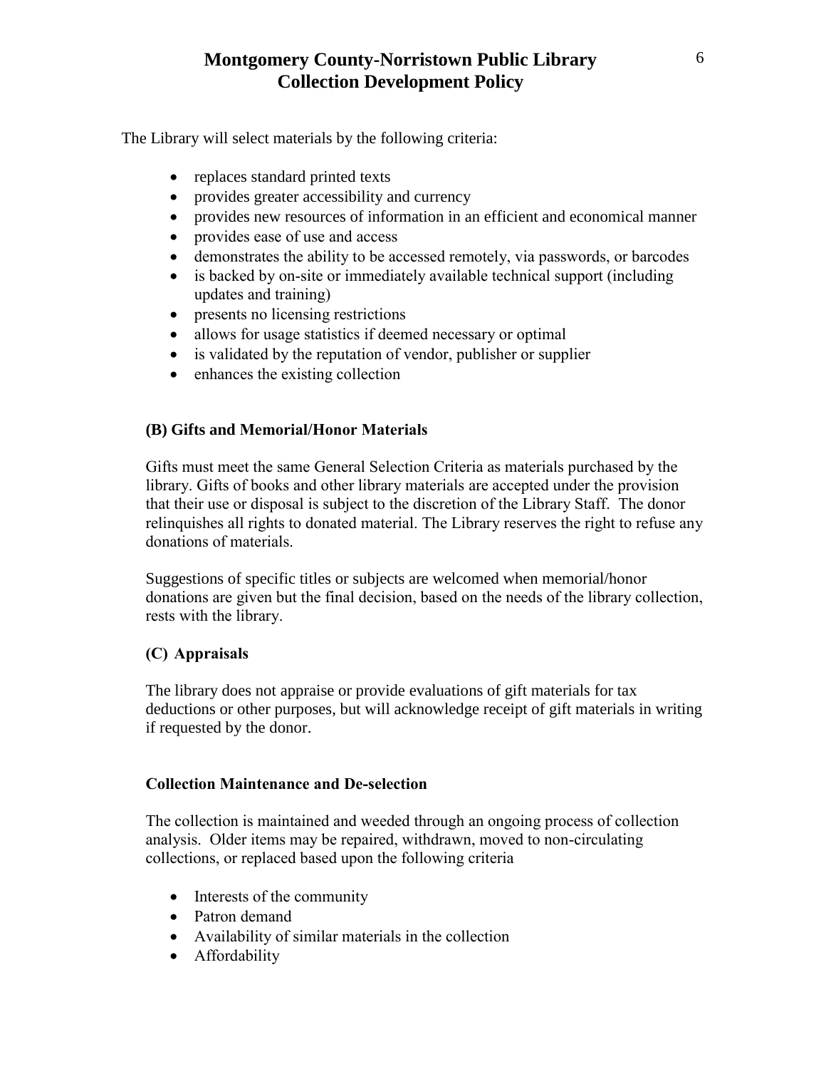The Library will select materials by the following criteria:

- replaces standard printed texts
- provides greater accessibility and currency
- provides new resources of information in an efficient and economical manner
- provides ease of use and access
- demonstrates the ability to be accessed remotely, via passwords, or barcodes
- is backed by on-site or immediately available technical support (including updates and training)
- presents no licensing restrictions
- allows for usage statistics if deemed necessary or optimal
- is validated by the reputation of vendor, publisher or supplier
- enhances the existing collection

**(B) Gifts and Memorial/Honor Materials**

Gifts must meet the same General Selection Criteria as materials purchased by the library. Gifts of books and other library materials are accepted under the provision that their use or disposal is subject to the discretion of the Library Staff. The donor relinquishes all rights to donated material. The Library reserves the right to refuse any donations of materials.

Suggestions of specific titles or subjects are welcomed when memorial/honor donations are given but the final decision, based on the needs of the library collection, rests with the library.

**(C) Appraisals**

The library does not appraise or provide evaluations of gift materials for tax deductions or other purposes, but will acknowledge receipt of gift materials in writing if requested by the donor.

**Collection Maintenance and De-selection**

The collection is maintained and weeded through an ongoing process of collection analysis. Older items may be repaired, withdrawn, moved to non-circulating collections, or replaced based upon the following criteria

- Interests of the community
- Patron demand
- Availability of similar materials in the collection
- Affordability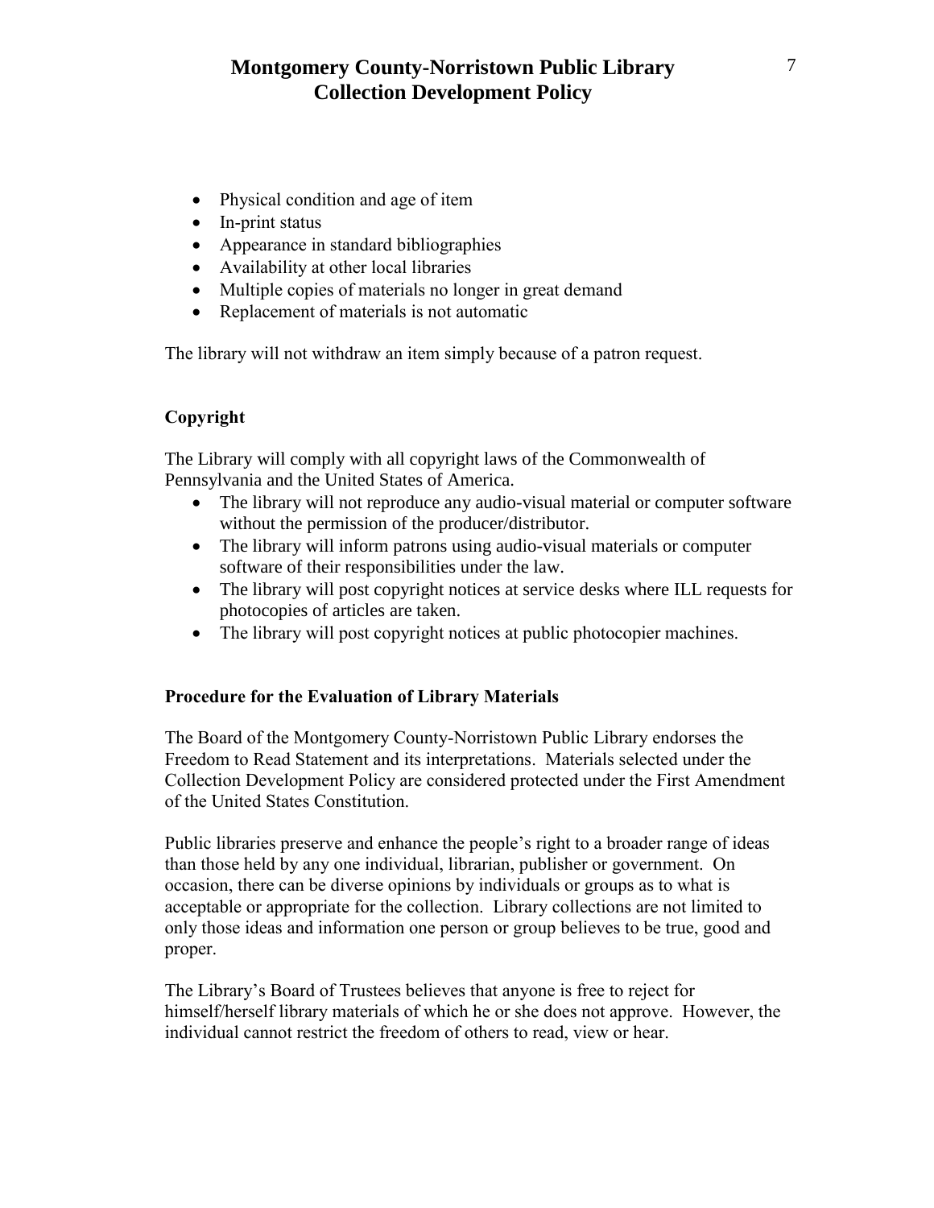- Physical condition and age of item
- In-print status
- Appearance in standard bibliographies
- Availability at other local libraries
- Multiple copies of materials no longer in great demand
- Replacement of materials is not automatic

The library will not withdraw an item simply because of a patron request.

### Copyright

The Library will comply with all copyright laws of the Commonwealth of Pennsylvania and the United States of America.

- The library will not reproduce any audio-visual material or computer software without the permission of the producer/distributor.
- The library will inform patrons using audio-visual materials or computer software of their responsibilities under the law.
- The library will post copyright notices at service desks where ILL requests for photocopies of articles are taken.
- The library will post copyright notices at public photocopier machines.

### Procedure for the Evaluation of Library Materials

The Board of the Montgomery County-Norristown Public Library endorses the Freedom to Read Statement and its interpretations. Materials selected under the Collection Development Policy are considered protected under the First Amendment of the United States Constitution.

Public libraries preserve and enhance the people's right to a broader range of ideas than those held by any one individual, librarian, publisher or government. On occasion, there can be diverse opinions by individuals or groups as to what is acceptable or appropriate for the collection. Library collections are not limited to only those ideas and information one person or group believes to be true, good and proper.

The Library's Board of Trustees believes that anyone is free to reject for himself/herself library materials of which he or she does not approve. However, the individual cannot restrict the freedom of others to read, view or hear.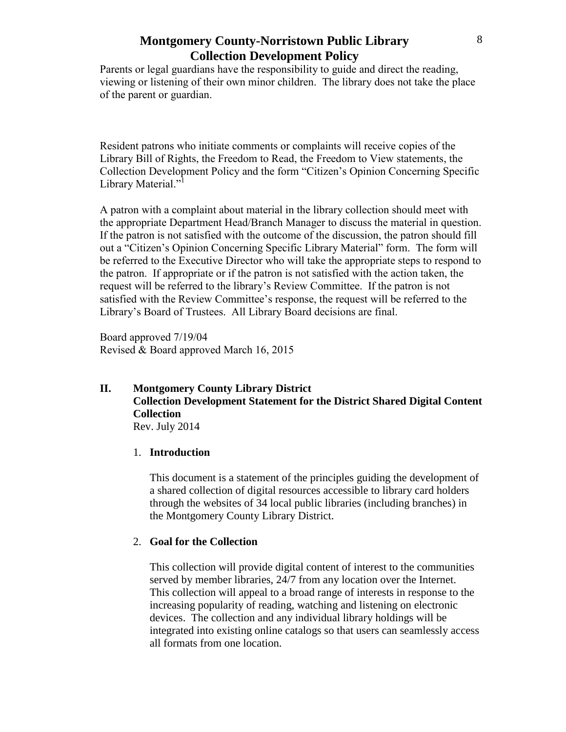Parents or legal guardians have the responsibility to guide and direct the reading, viewing or listening of their own minor children. The library does not take the place of the parent or guardian.

Resident patrons who initiate comments or complaints will receive copies of the Library Bill of Rights, the Freedom to Read, the Freedom to View statements, the Collection Development Policy and the form "Citizen's Opinion Concerning Specific Library Material."[1]

A patron with a complaint about material in the library collection should meet with the appropriate Department Head/Branch Manager to discuss the material in question. If the patron is not satisfied with the outcome of the discussion, the patron should fill out a "Citizen's Opinion Concerning Specific Library Material" form. The form will be referred to the Executive Director who will take the appropriate steps to respond to the patron. If appropriate or if the patron is not satisfied with the action taken, the request will be referred to the library's Review Committee. If the patron is not satisfied with the Review Committee's response, the request will be referred to the Library's Board of Trustees. All Library Board decisions are final.

Board approved 7/19/04
Revised & Board approved March 16, 2015

## II. Montgomery County Library District Collection Development Statement for the District Shared Digital Content Collection

Rev. July 2014

### 1. Introduction

This document is a statement of the principles guiding the development of a shared collection of digital resources accessible to library card holders through the websites of 34 local public libraries (including branches) in the Montgomery County Library District.

### 2. Goal for the Collection

This collection will provide digital content of interest to the communities served by member libraries, 24/7 from any location over the Internet. This collection will appeal to a broad range of interests in response to the increasing popularity of reading, watching and listening on electronic devices. The collection and any individual library holdings will be integrated into existing online catalogs so that users can seamlessly access all formats from one location.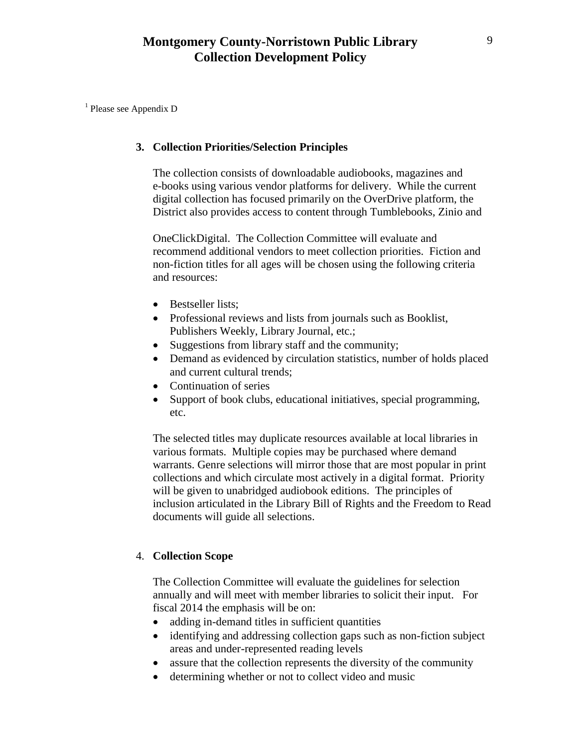[1] Please see Appendix D

**3. Collection Priorities/Selection Principles**

The collection consists of downloadable audiobooks, magazines and e-books using various vendor platforms for delivery. While the current digital collection has focused primarily on the OverDrive platform, the District also provides access to content through Tumblebooks, Zinio and

OneClickDigital. The Collection Committee will evaluate and recommend additional vendors to meet collection priorities. Fiction and non-fiction titles for all ages will be chosen using the following criteria and resources:

- Bestseller lists;
- Professional reviews and lists from journals such as Booklist, Publishers Weekly, Library Journal, etc.;
- Suggestions from library staff and the community;
- Demand as evidenced by circulation statistics, number of holds placed and current cultural trends;
- Continuation of series
- Support of book clubs, educational initiatives, special programming, etc.

The selected titles may duplicate resources available at local libraries in various formats. Multiple copies may be purchased where demand warrants. Genre selections will mirror those that are most popular in print collections and which circulate most actively in a digital format. Priority will be given to unabridged audiobook editions. The principles of inclusion articulated in the Library Bill of Rights and the Freedom to Read documents will guide all selections.

4. **Collection Scope**

The Collection Committee will evaluate the guidelines for selection annually and will meet with member libraries to solicit their input. For fiscal 2014 the emphasis will be on:

- adding in-demand titles in sufficient quantities
- identifying and addressing collection gaps such as non-fiction subject areas and under-represented reading levels
- assure that the collection represents the diversity of the community
- determining whether or not to collect video and music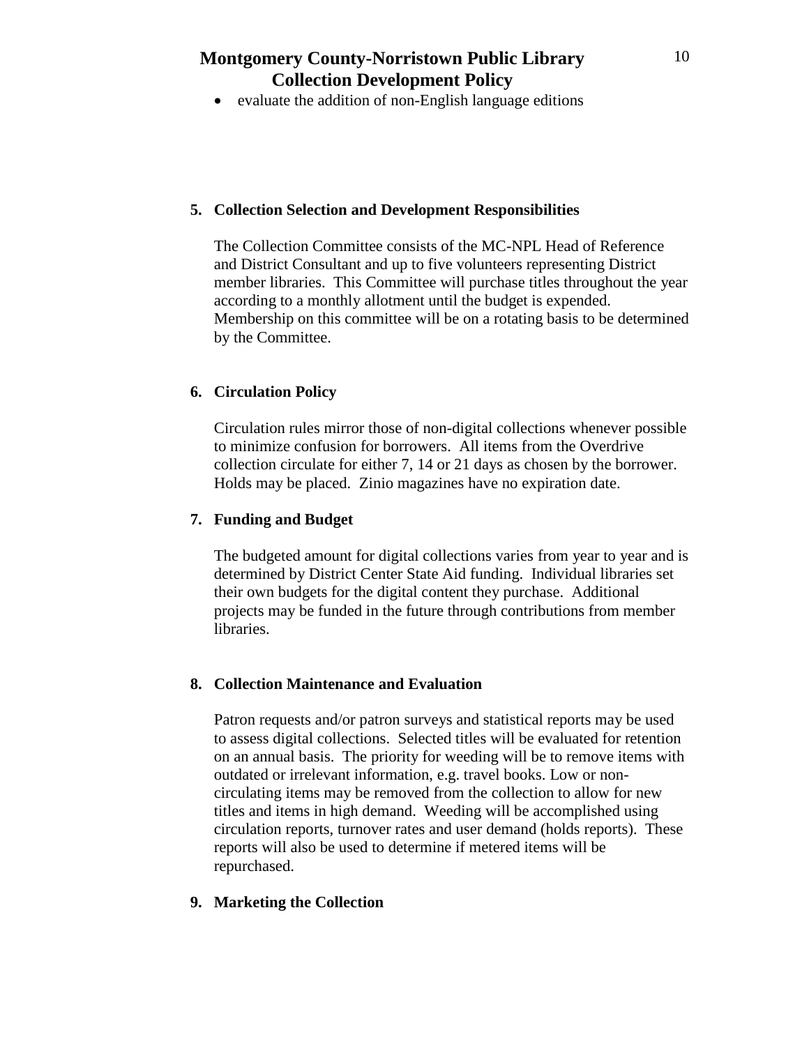- evaluate the addition of non-English language editions

**5. Collection Selection and Development Responsibilities**

The Collection Committee consists of the MC-NPL Head of Reference and District Consultant and up to five volunteers representing District member libraries. This Committee will purchase titles throughout the year according to a monthly allotment until the budget is expended. Membership on this committee will be on a rotating basis to be determined by the Committee.

**6. Circulation Policy**

Circulation rules mirror those of non-digital collections whenever possible to minimize confusion for borrowers. All items from the Overdrive collection circulate for either 7, 14 or 21 days as chosen by the borrower. Holds may be placed. Zinio magazines have no expiration date.

**7. Funding and Budget**

The budgeted amount for digital collections varies from year to year and is determined by District Center State Aid funding. Individual libraries set their own budgets for the digital content they purchase. Additional projects may be funded in the future through contributions from member libraries.

**8. Collection Maintenance and Evaluation**

Patron requests and/or patron surveys and statistical reports may be used to assess digital collections. Selected titles will be evaluated for retention on an annual basis. The priority for weeding will be to remove items with outdated or irrelevant information, e.g. travel books. Low or non-circulating items may be removed from the collection to allow for new titles and items in high demand. Weeding will be accomplished using circulation reports, turnover rates and user demand (holds reports). These reports will also be used to determine if metered items will be repurchased.

**9. Marketing the Collection**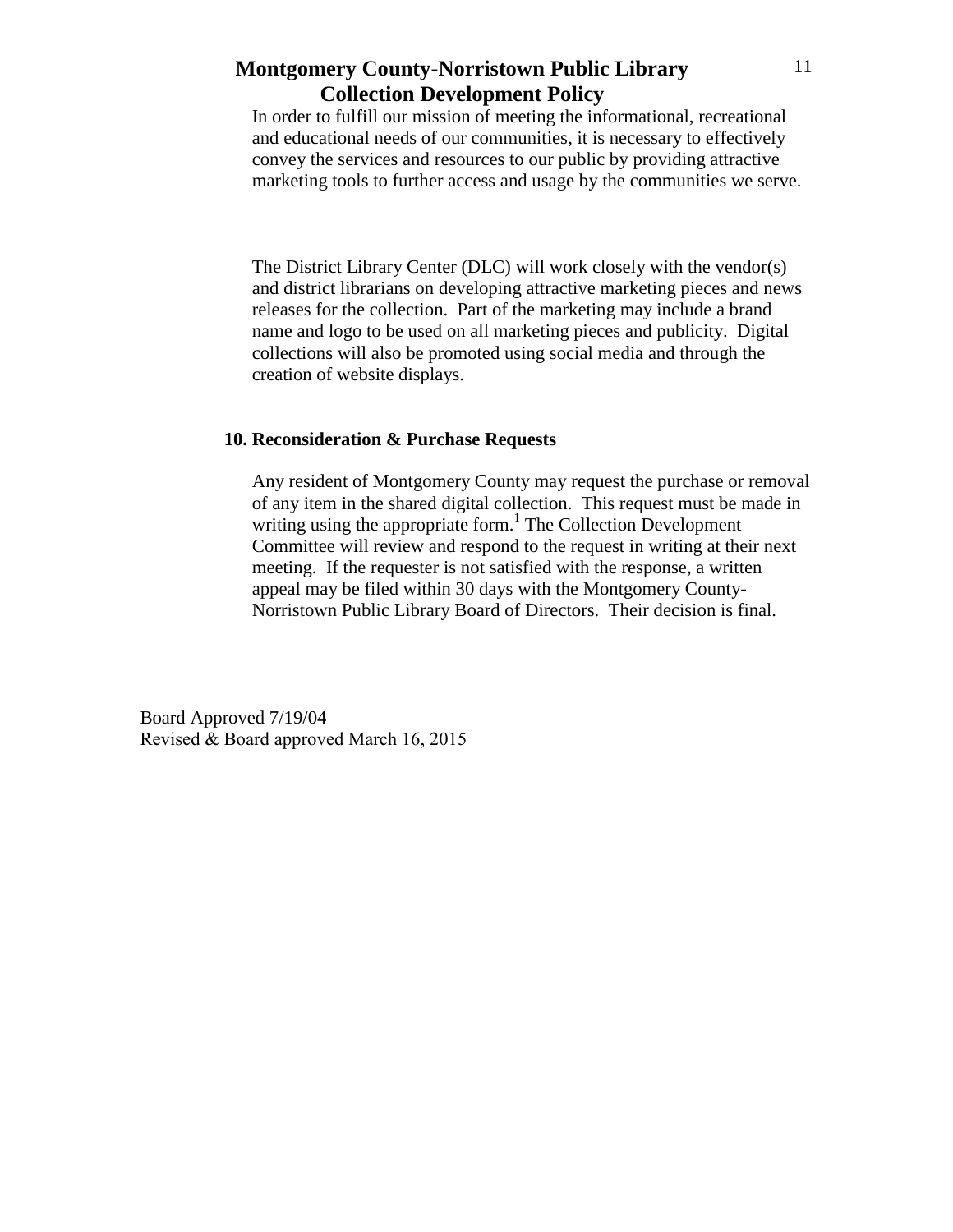In order to fulfill our mission of meeting the informational, recreational and educational needs of our communities, it is necessary to effectively convey the services and resources to our public by providing attractive marketing tools to further access and usage by the communities we serve.

The District Library Center (DLC) will work closely with the vendor(s) and district librarians on developing attractive marketing pieces and news releases for the collection. Part of the marketing may include a brand name and logo to be used on all marketing pieces and publicity. Digital collections will also be promoted using social media and through the creation of website displays.

**10. Reconsideration & Purchase Requests**

Any resident of Montgomery County may request the purchase or removal of any item in the shared digital collection. This request must be made in writing using the appropriate form.[1] The Collection Development Committee will review and respond to the request in writing at their next meeting. If the requester is not satisfied with the response, a written appeal may be filed within 30 days with the Montgomery County-Norristown Public Library Board of Directors. Their decision is final.

Board Approved 7/19/04
Revised & Board approved March 16, 2015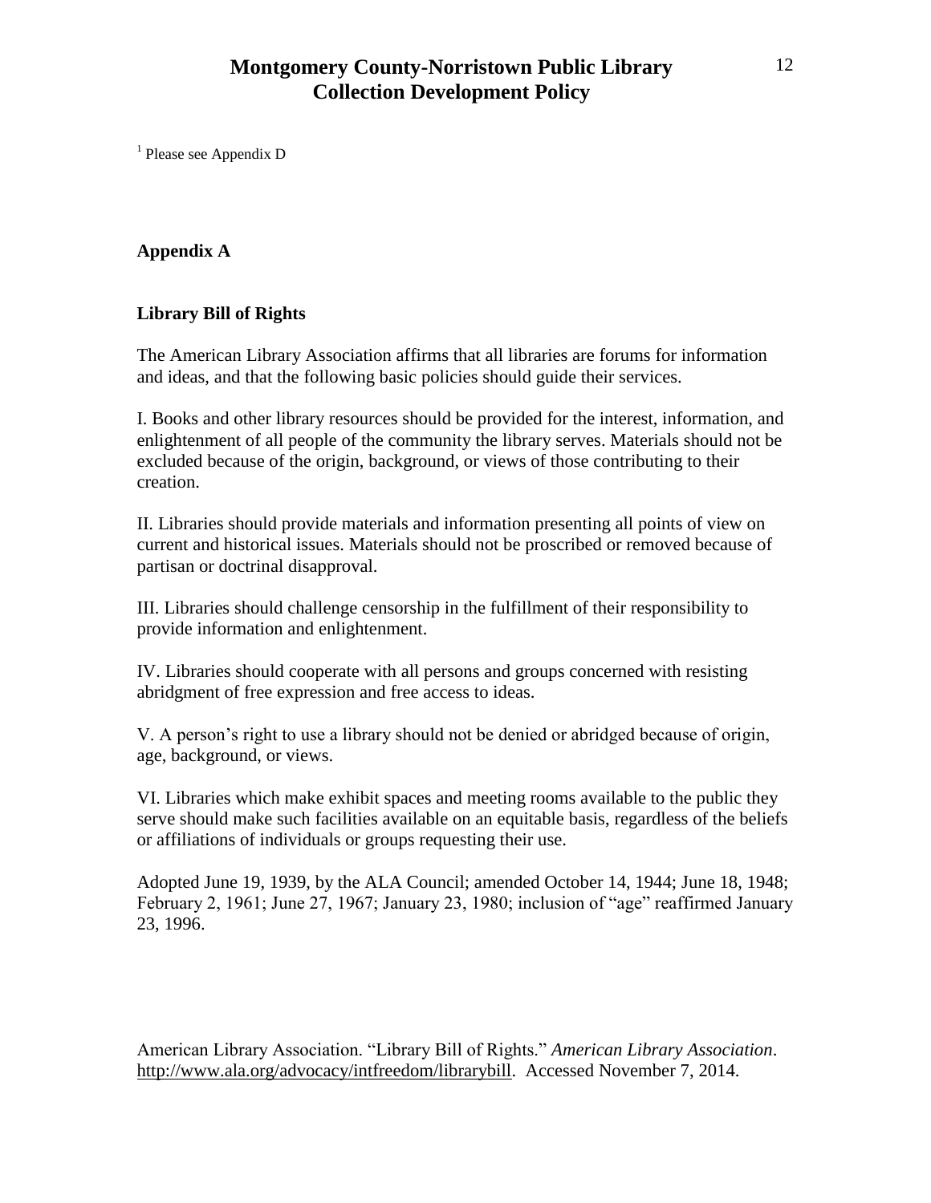[1] Please see Appendix D

## Appendix A

### Library Bill of Rights

The American Library Association affirms that all libraries are forums for information and ideas, and that the following basic policies should guide their services.

I. Books and other library resources should be provided for the interest, information, and enlightenment of all people of the community the library serves. Materials should not be excluded because of the origin, background, or views of those contributing to their creation.

II. Libraries should provide materials and information presenting all points of view on current and historical issues. Materials should not be proscribed or removed because of partisan or doctrinal disapproval.

III. Libraries should challenge censorship in the fulfillment of their responsibility to provide information and enlightenment.

IV. Libraries should cooperate with all persons and groups concerned with resisting abridgment of free expression and free access to ideas.

V. A person's right to use a library should not be denied or abridged because of origin, age, background, or views.

VI. Libraries which make exhibit spaces and meeting rooms available to the public they serve should make such facilities available on an equitable basis, regardless of the beliefs or affiliations of individuals or groups requesting their use.

Adopted June 19, 1939, by the ALA Council; amended October 14, 1944; June 18, 1948; February 2, 1961; June 27, 1967; January 23, 1980; inclusion of "age" reaffirmed January 23, 1996.

American Library Association. "Library Bill of Rights." *American Library Association*. http://www.ala.org/advocacy/intfreedom/librarybill. Accessed November 7, 2014.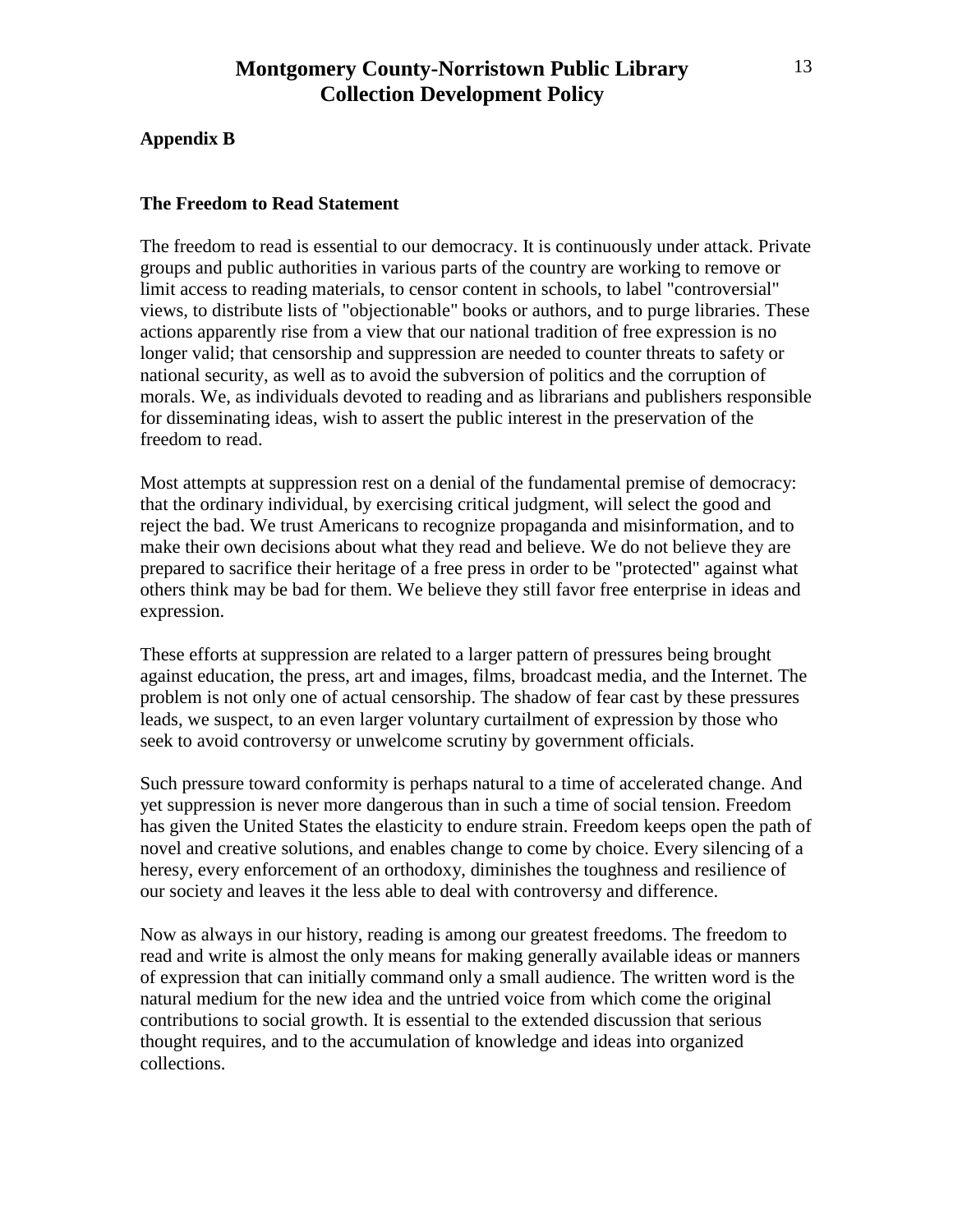## Appendix B

### The Freedom to Read Statement

The freedom to read is essential to our democracy. It is continuously under attack. Private groups and public authorities in various parts of the country are working to remove or limit access to reading materials, to censor content in schools, to label "controversial" views, to distribute lists of "objectionable" books or authors, and to purge libraries. These actions apparently rise from a view that our national tradition of free expression is no longer valid; that censorship and suppression are needed to counter threats to safety or national security, as well as to avoid the subversion of politics and the corruption of morals. We, as individuals devoted to reading and as librarians and publishers responsible for disseminating ideas, wish to assert the public interest in the preservation of the freedom to read.

Most attempts at suppression rest on a denial of the fundamental premise of democracy: that the ordinary individual, by exercising critical judgment, will select the good and reject the bad. We trust Americans to recognize propaganda and misinformation, and to make their own decisions about what they read and believe. We do not believe they are prepared to sacrifice their heritage of a free press in order to be "protected" against what others think may be bad for them. We believe they still favor free enterprise in ideas and expression.

These efforts at suppression are related to a larger pattern of pressures being brought against education, the press, art and images, films, broadcast media, and the Internet. The problem is not only one of actual censorship. The shadow of fear cast by these pressures leads, we suspect, to an even larger voluntary curtailment of expression by those who seek to avoid controversy or unwelcome scrutiny by government officials.

Such pressure toward conformity is perhaps natural to a time of accelerated change. And yet suppression is never more dangerous than in such a time of social tension. Freedom has given the United States the elasticity to endure strain. Freedom keeps open the path of novel and creative solutions, and enables change to come by choice. Every silencing of a heresy, every enforcement of an orthodoxy, diminishes the toughness and resilience of our society and leaves it the less able to deal with controversy and difference.

Now as always in our history, reading is among our greatest freedoms. The freedom to read and write is almost the only means for making generally available ideas or manners of expression that can initially command only a small audience. The written word is the natural medium for the new idea and the untried voice from which come the original contributions to social growth. It is essential to the extended discussion that serious thought requires, and to the accumulation of knowledge and ideas into organized collections.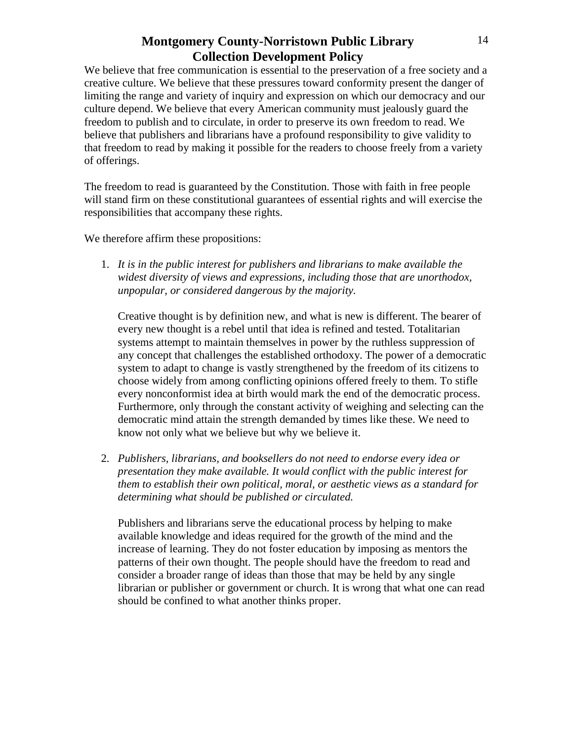We believe that free communication is essential to the preservation of a free society and a creative culture. We believe that these pressures toward conformity present the danger of limiting the range and variety of inquiry and expression on which our democracy and our culture depend. We believe that every American community must jealously guard the freedom to publish and to circulate, in order to preserve its own freedom to read. We believe that publishers and librarians have a profound responsibility to give validity to that freedom to read by making it possible for the readers to choose freely from a variety of offerings.

The freedom to read is guaranteed by the Constitution. Those with faith in free people will stand firm on these constitutional guarantees of essential rights and will exercise the responsibilities that accompany these rights.

We therefore affirm these propositions:

1. *It is in the public interest for publishers and librarians to make available the widest diversity of views and expressions, including those that are unorthodox, unpopular, or considered dangerous by the majority.*

   Creative thought is by definition new, and what is new is different. The bearer of every new thought is a rebel until that idea is refined and tested. Totalitarian systems attempt to maintain themselves in power by the ruthless suppression of any concept that challenges the established orthodoxy. The power of a democratic system to adapt to change is vastly strengthened by the freedom of its citizens to choose widely from among conflicting opinions offered freely to them. To stifle every nonconformist idea at birth would mark the end of the democratic process. Furthermore, only through the constant activity of weighing and selecting can the democratic mind attain the strength demanded by times like these. We need to know not only what we believe but why we believe it.

2. *Publishers, librarians, and booksellers do not need to endorse every idea or presentation they make available. It would conflict with the public interest for them to establish their own political, moral, or aesthetic views as a standard for determining what should be published or circulated.*

   Publishers and librarians serve the educational process by helping to make available knowledge and ideas required for the growth of the mind and the increase of learning. They do not foster education by imposing as mentors the patterns of their own thought. The people should have the freedom to read and consider a broader range of ideas than those that may be held by any single librarian or publisher or government or church. It is wrong that what one can read should be confined to what another thinks proper.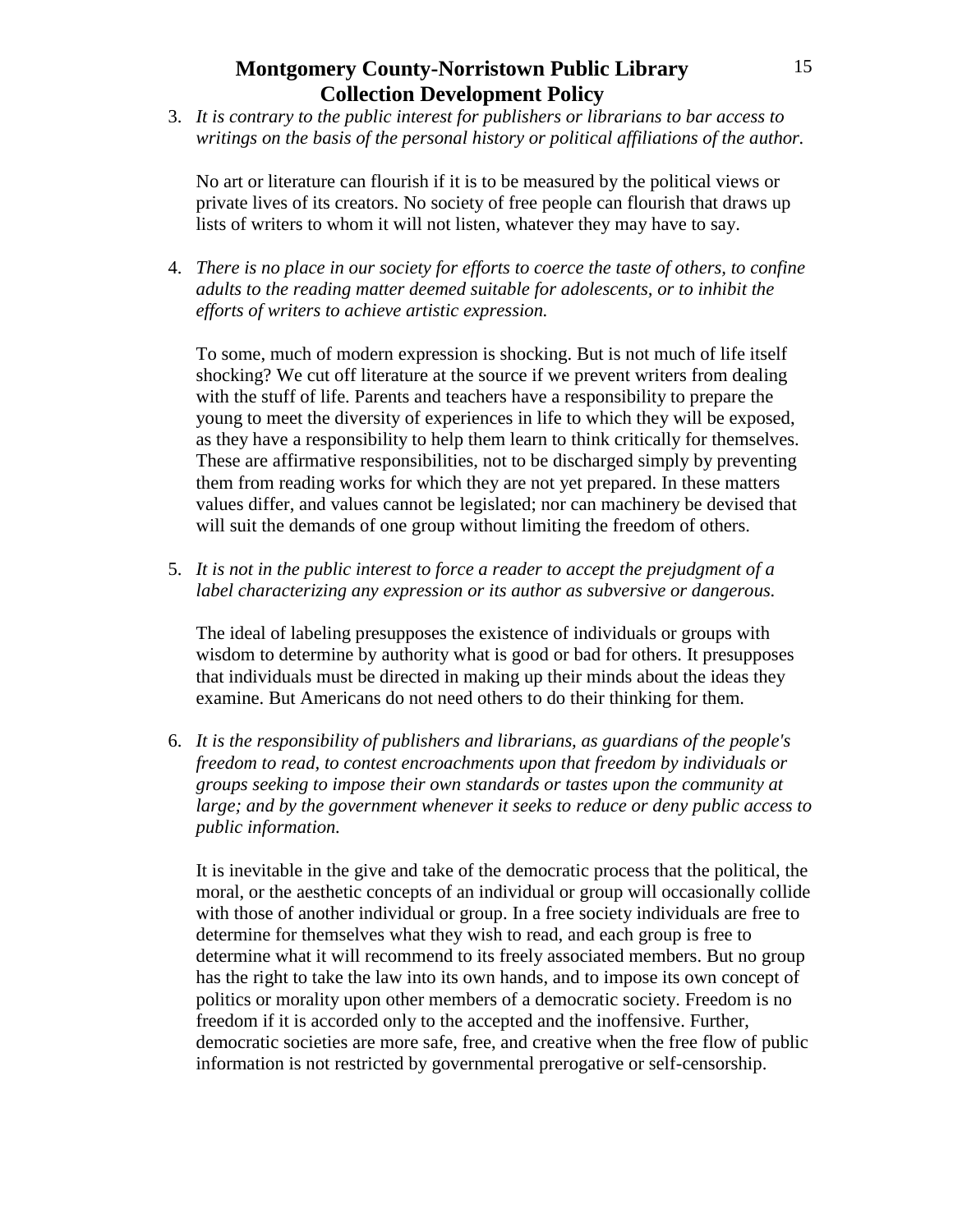3. *It is contrary to the public interest for publishers or librarians to bar access to writings on the basis of the personal history or political affiliations of the author.*

   No art or literature can flourish if it is to be measured by the political views or private lives of its creators. No society of free people can flourish that draws up lists of writers to whom it will not listen, whatever they may have to say.

4. *There is no place in our society for efforts to coerce the taste of others, to confine adults to the reading matter deemed suitable for adolescents, or to inhibit the efforts of writers to achieve artistic expression.*

   To some, much of modern expression is shocking. But is not much of life itself shocking? We cut off literature at the source if we prevent writers from dealing with the stuff of life. Parents and teachers have a responsibility to prepare the young to meet the diversity of experiences in life to which they will be exposed, as they have a responsibility to help them learn to think critically for themselves. These are affirmative responsibilities, not to be discharged simply by preventing them from reading works for which they are not yet prepared. In these matters values differ, and values cannot be legislated; nor can machinery be devised that will suit the demands of one group without limiting the freedom of others.

5. *It is not in the public interest to force a reader to accept the prejudgment of a label characterizing any expression or its author as subversive or dangerous.*

   The ideal of labeling presupposes the existence of individuals or groups with wisdom to determine by authority what is good or bad for others. It presupposes that individuals must be directed in making up their minds about the ideas they examine. But Americans do not need others to do their thinking for them.

6. *It is the responsibility of publishers and librarians, as guardians of the people's freedom to read, to contest encroachments upon that freedom by individuals or groups seeking to impose their own standards or tastes upon the community at large; and by the government whenever it seeks to reduce or deny public access to public information.*

   It is inevitable in the give and take of the democratic process that the political, the moral, or the aesthetic concepts of an individual or group will occasionally collide with those of another individual or group. In a free society individuals are free to determine for themselves what they wish to read, and each group is free to determine what it will recommend to its freely associated members. But no group has the right to take the law into its own hands, and to impose its own concept of politics or morality upon other members of a democratic society. Freedom is no freedom if it is accorded only to the accepted and the inoffensive. Further, democratic societies are more safe, free, and creative when the free flow of public information is not restricted by governmental prerogative or self-censorship.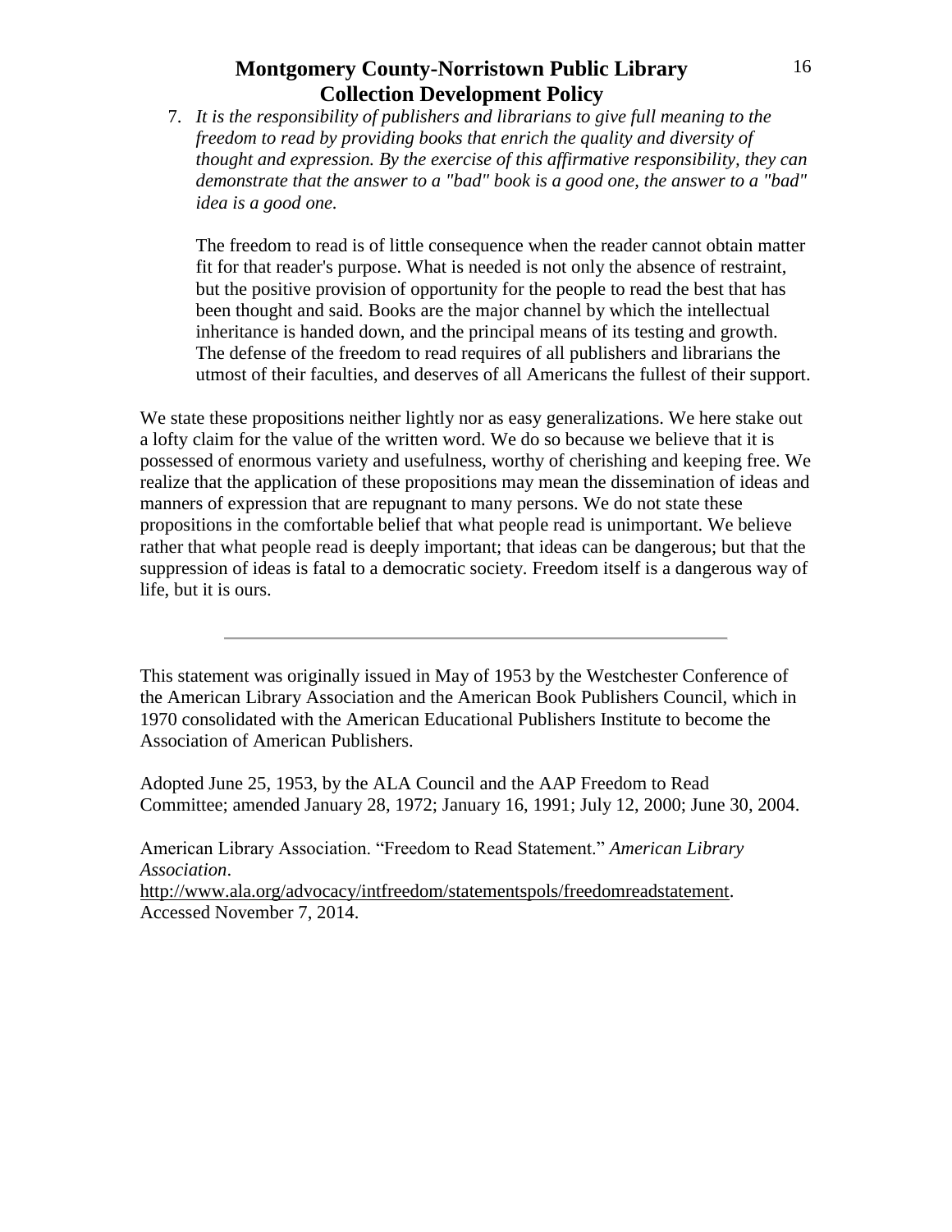7. *It is the responsibility of publishers and librarians to give full meaning to the freedom to read by providing books that enrich the quality and diversity of thought and expression. By the exercise of this affirmative responsibility, they can demonstrate that the answer to a "bad" book is a good one, the answer to a "bad" idea is a good one.*

   The freedom to read is of little consequence when the reader cannot obtain matter fit for that reader's purpose. What is needed is not only the absence of restraint, but the positive provision of opportunity for the people to read the best that has been thought and said. Books are the major channel by which the intellectual inheritance is handed down, and the principal means of its testing and growth. The defense of the freedom to read requires of all publishers and librarians the utmost of their faculties, and deserves of all Americans the fullest of their support.

We state these propositions neither lightly nor as easy generalizations. We here stake out a lofty claim for the value of the written word. We do so because we believe that it is possessed of enormous variety and usefulness, worthy of cherishing and keeping free. We realize that the application of these propositions may mean the dissemination of ideas and manners of expression that are repugnant to many persons. We do not state these propositions in the comfortable belief that what people read is unimportant. We believe rather that what people read is deeply important; that ideas can be dangerous; but that the suppression of ideas is fatal to a democratic society. Freedom itself is a dangerous way of life, but it is ours.

---

This statement was originally issued in May of 1953 by the Westchester Conference of the American Library Association and the American Book Publishers Council, which in 1970 consolidated with the American Educational Publishers Institute to become the Association of American Publishers.

Adopted June 25, 1953, by the ALA Council and the AAP Freedom to Read Committee; amended January 28, 1972; January 16, 1991; July 12, 2000; June 30, 2004.

American Library Association. "Freedom to Read Statement." *American Library Association*. http://www.ala.org/advocacy/intfreedom/statementspols/freedomreadstatement. Accessed November 7, 2014.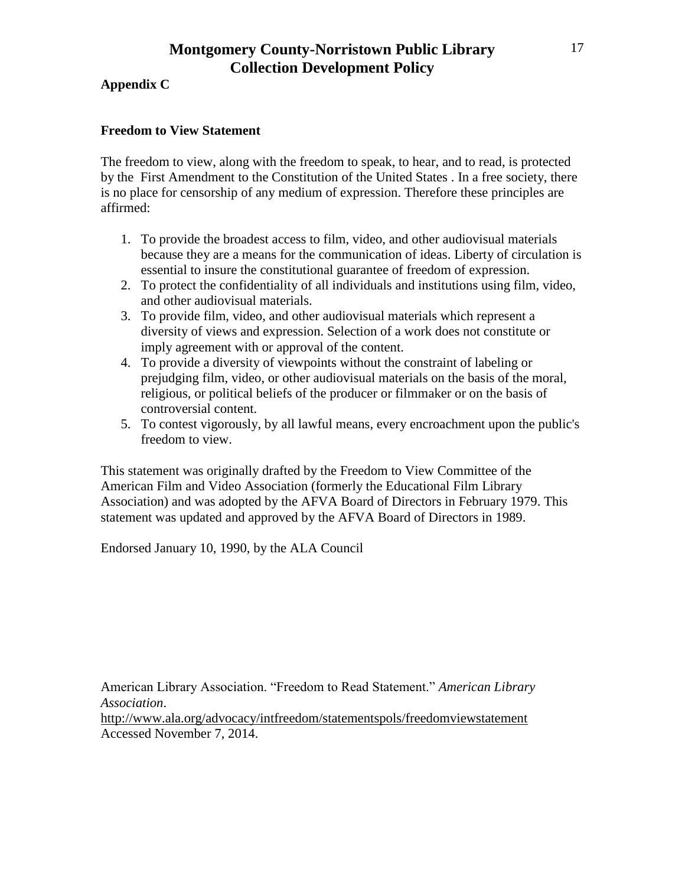# Montgomery County-Norristown Public Library
# Collection Development Policy

**Appendix C**

**Freedom to View Statement**

The freedom to view, along with the freedom to speak, to hear, and to read, is protected by the First Amendment to the Constitution of the United States . In a free society, there is no place for censorship of any medium of expression. Therefore these principles are affirmed:

1. To provide the broadest access to film, video, and other audiovisual materials because they are a means for the communication of ideas. Liberty of circulation is essential to insure the constitutional guarantee of freedom of expression.
2. To protect the confidentiality of all individuals and institutions using film, video, and other audiovisual materials.
3. To provide film, video, and other audiovisual materials which represent a diversity of views and expression. Selection of a work does not constitute or imply agreement with or approval of the content.
4. To provide a diversity of viewpoints without the constraint of labeling or prejudging film, video, or other audiovisual materials on the basis of the moral, religious, or political beliefs of the producer or filmmaker or on the basis of controversial content.
5. To contest vigorously, by all lawful means, every encroachment upon the public's freedom to view.

This statement was originally drafted by the Freedom to View Committee of the American Film and Video Association (formerly the Educational Film Library Association) and was adopted by the AFVA Board of Directors in February 1979. This statement was updated and approved by the AFVA Board of Directors in 1989.

Endorsed January 10, 1990, by the ALA Council

American Library Association. "Freedom to Read Statement." *American Library Association*.
http://www.ala.org/advocacy/intfreedom/statementspols/freedomviewstatement
Accessed November 7, 2014.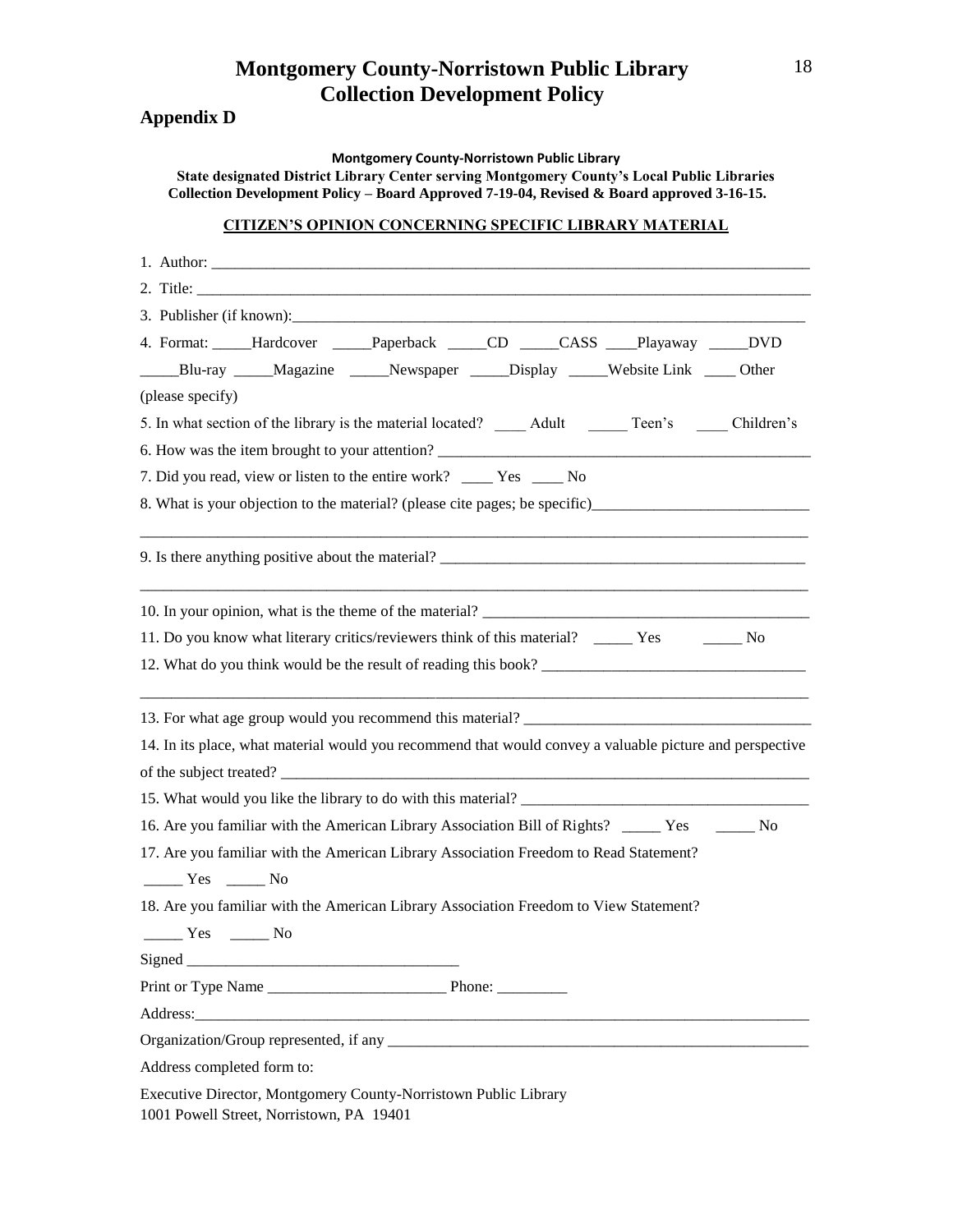# Montgomery County-Norristown Public Library
# Collection Development Policy

## Appendix D

**Montgomery County-Norristown Public Library**
**State designated District Library Center serving Montgomery County's Local Public Libraries**
**Collection Development Policy – Board Approved 7-19-04, Revised & Board approved 3-16-15.**

**CITIZEN'S OPINION CONCERNING SPECIFIC LIBRARY MATERIAL**

1. Author: ______________________________________________________________________________

2. Title: ________________________________________________________________________________

3. Publisher (if known):_____________________________________________________________________

4. Format: _____Hardcover _____Paperback _____CD _____CASS ____Playaway _____DVD _____Blu-ray _____Magazine _____Newspaper _____Display _____Website Link ____ Other (please specify)

5. In what section of the library is the material located? ____ Adult _____ Teen's ____ Children's

6. How was the item brought to your attention? _________________________________________________

7. Did you read, view or listen to the entire work? ____ Yes ____ No

8. What is your objection to the material? (please cite pages; be specific)___________________________
_________________________________________________________________________________________

9. Is there anything positive about the material? _______________________________________________
_________________________________________________________________________________________

10. In your opinion, what is the theme of the material? __________________________________________

11. Do you know what literary critics/reviewers think of this material? _____ Yes _____ No

12. What do you think would be the result of reading this book? __________________________________
_________________________________________________________________________________________

13. For what age group would you recommend this material? ____________________________________

14. In its place, what material would you recommend that would convey a valuable picture and perspective of the subject treated? ______________________________________________________________________

15. What would you like the library to do with this material? ____________________________________

16. Are you familiar with the American Library Association Bill of Rights? _____ Yes _____ No

17. Are you familiar with the American Library Association Freedom to Read Statement?
_____ Yes _____ No

18. Are you familiar with the American Library Association Freedom to View Statement?
_____ Yes _____ No

Signed ___________________________________

Print or Type Name _______________________ Phone: _________

Address:_________________________________________________________________________________

Organization/Group represented, if any ________________________________________________________

Address completed form to:

Executive Director, Montgomery County-Norristown Public Library
1001 Powell Street, Norristown, PA 19401